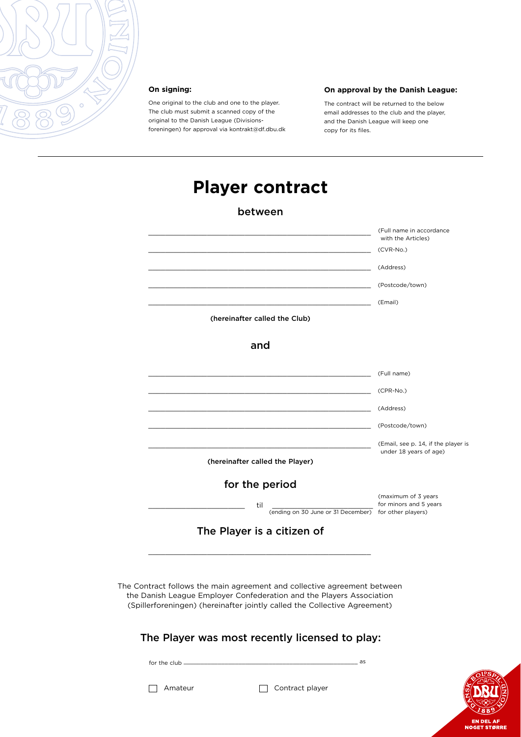**On signing:**

One original to the club and one to the player. The club must submit a scanned copy of the original to the Danish League (Divisions-foreningen) for approval via kontrakt@df.dbu.dk

**On approval by the Danish League:**

The contract will be returned to the below email addresses to the club and the player, and the Danish League will keep one copy for its files.

# Player contract

## between

\_\_\_\_\_\_\_\_\_\_\_\_\_\_\_\_\_\_\_\_\_\_\_\_\_\_\_\_\_\_\_\_\_\_\_\_\_\_\_\_\_\_ (Full name in accordance with the Articles)

\_\_\_\_\_\_\_\_\_\_\_\_\_\_\_\_\_\_\_\_\_\_\_\_\_\_\_\_\_\_\_\_\_\_\_\_\_\_\_\_\_\_ (CVR-No.)

\_\_\_\_\_\_\_\_\_\_\_\_\_\_\_\_\_\_\_\_\_\_\_\_\_\_\_\_\_\_\_\_\_\_\_\_\_\_\_\_\_\_ (Address)

\_\_\_\_\_\_\_\_\_\_\_\_\_\_\_\_\_\_\_\_\_\_\_\_\_\_\_\_\_\_\_\_\_\_\_\_\_\_\_\_\_\_ (Postcode/town)

\_\_\_\_\_\_\_\_\_\_\_\_\_\_\_\_\_\_\_\_\_\_\_\_\_\_\_\_\_\_\_\_\_\_\_\_\_\_\_\_\_\_ (Email)

**(hereinafter called the Club)**

## and

\_\_\_\_\_\_\_\_\_\_\_\_\_\_\_\_\_\_\_\_\_\_\_\_\_\_\_\_\_\_\_\_\_\_\_\_\_\_\_\_\_\_ (Full name)

\_\_\_\_\_\_\_\_\_\_\_\_\_\_\_\_\_\_\_\_\_\_\_\_\_\_\_\_\_\_\_\_\_\_\_\_\_\_\_\_\_\_ (CPR-No.)

\_\_\_\_\_\_\_\_\_\_\_\_\_\_\_\_\_\_\_\_\_\_\_\_\_\_\_\_\_\_\_\_\_\_\_\_\_\_\_\_\_\_ (Address)

\_\_\_\_\_\_\_\_\_\_\_\_\_\_\_\_\_\_\_\_\_\_\_\_\_\_\_\_\_\_\_\_\_\_\_\_\_\_\_\_\_\_ (Postcode/town)

\_\_\_\_\_\_\_\_\_\_\_\_\_\_\_\_\_\_\_\_\_\_\_\_\_\_\_\_\_\_\_\_\_\_\_\_\_\_\_\_\_\_ (Email, see p. 14, if the player is under 18 years of age)

**(hereinafter called the Player)**

## for the period

\_\_\_\_\_\_\_\_\_\_\_\_\_\_\_\_\_\_\_\_ til \_\_\_\_\_\_\_\_\_\_\_\_\_\_\_\_\_\_\_\_\_\_ (maximum of 3 years for minors and 5 years for other players)

(ending on 30 June or 31 December)

## The Player is a citizen of

\_\_\_\_\_\_\_\_\_\_\_\_\_\_\_\_\_\_\_\_\_\_\_\_\_\_\_\_\_\_\_\_\_\_\_\_\_\_\_\_\_\_

The Contract follows the main agreement and collective agreement between the Danish League Employer Confederation and the Players Association (Spillerforeningen) (hereinafter jointly called the Collective Agreement)

## The Player was most recently licensed to play:

for the club \_\_\_\_\_\_\_\_\_\_\_\_\_\_\_\_\_\_\_\_\_\_\_\_\_\_\_\_\_\_\_\_\_\_\_\_\_\_\_\_\_\_ as

☐ Amateur ☐ Contract player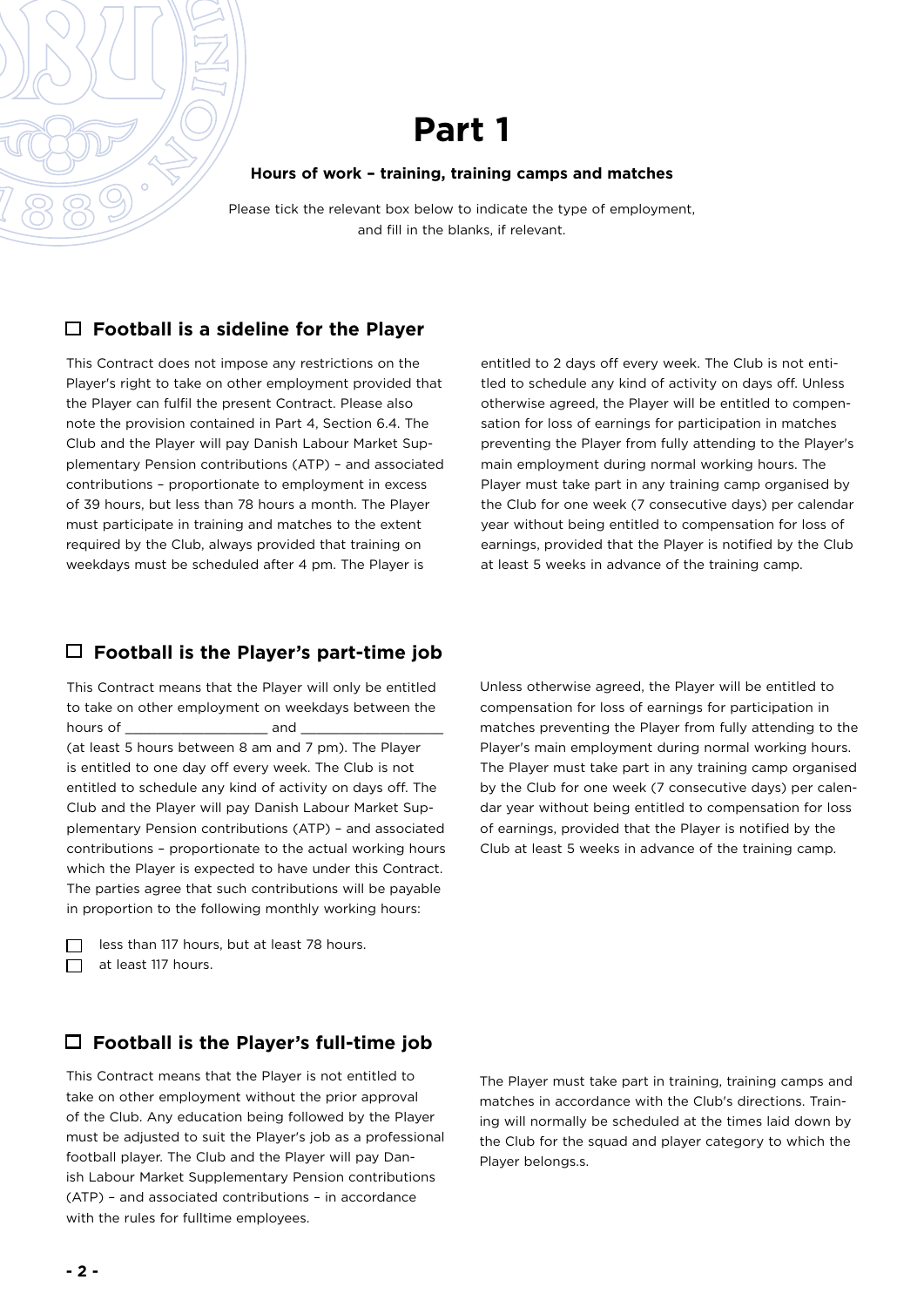# Part 1

**Hours of work – training, training camps and matches**

Please tick the relevant box below to indicate the type of employment, and fill in the blanks, if relevant.

## ☐ Football is a sideline for the Player

This Contract does not impose any restrictions on the Player's right to take on other employment provided that the Player can fulfil the present Contract. Please also note the provision contained in Part 4, Section 6.4. The Club and the Player will pay Danish Labour Market Supplementary Pension contributions (ATP) – and associated contributions – proportionate to employment in excess of 39 hours, but less than 78 hours a month. The Player must participate in training and matches to the extent required by the Club, always provided that training on weekdays must be scheduled after 4 pm. The Player is entitled to 2 days off every week. The Club is not entitled to schedule any kind of activity on days off. Unless otherwise agreed, the Player will be entitled to compensation for loss of earnings for participation in matches preventing the Player from fully attending to the Player's main employment during normal working hours. The Player must take part in any training camp organised by the Club for one week (7 consecutive days) per calendar year without being entitled to compensation for loss of earnings, provided that the Player is notified by the Club at least 5 weeks in advance of the training camp.

## ☐ Football is the Player's part-time job

This Contract means that the Player will only be entitled to take on other employment on weekdays between the hours of ___________________ and ___________________ (at least 5 hours between 8 am and 7 pm). The Player is entitled to one day off every week. The Club is not entitled to schedule any kind of activity on days off. The Club and the Player will pay Danish Labour Market Supplementary Pension contributions (ATP) – and associated contributions – proportionate to the actual working hours which the Player is expected to have under this Contract. The parties agree that such contributions will be payable in proportion to the following monthly working hours:

☐ less than 117 hours, but at least 78 hours.
☐ at least 117 hours.

Unless otherwise agreed, the Player will be entitled to compensation for loss of earnings for participation in matches preventing the Player from fully attending to the Player's main employment during normal working hours. The Player must take part in any training camp organised by the Club for one week (7 consecutive days) per calendar year without being entitled to compensation for loss of earnings, provided that the Player is notified by the Club at least 5 weeks in advance of the training camp.

## ☐ Football is the Player's full-time job

This Contract means that the Player is not entitled to take on other employment without the prior approval of the Club. Any education being followed by the Player must be adjusted to suit the Player's job as a professional football player. The Club and the Player will pay Danish Labour Market Supplementary Pension contributions (ATP) – and associated contributions – in accordance with the rules for fulltime employees.

The Player must take part in training, training camps and matches in accordance with the Club's directions. Training will normally be scheduled at the times laid down by the Club for the squad and player category to which the Player belongs.s.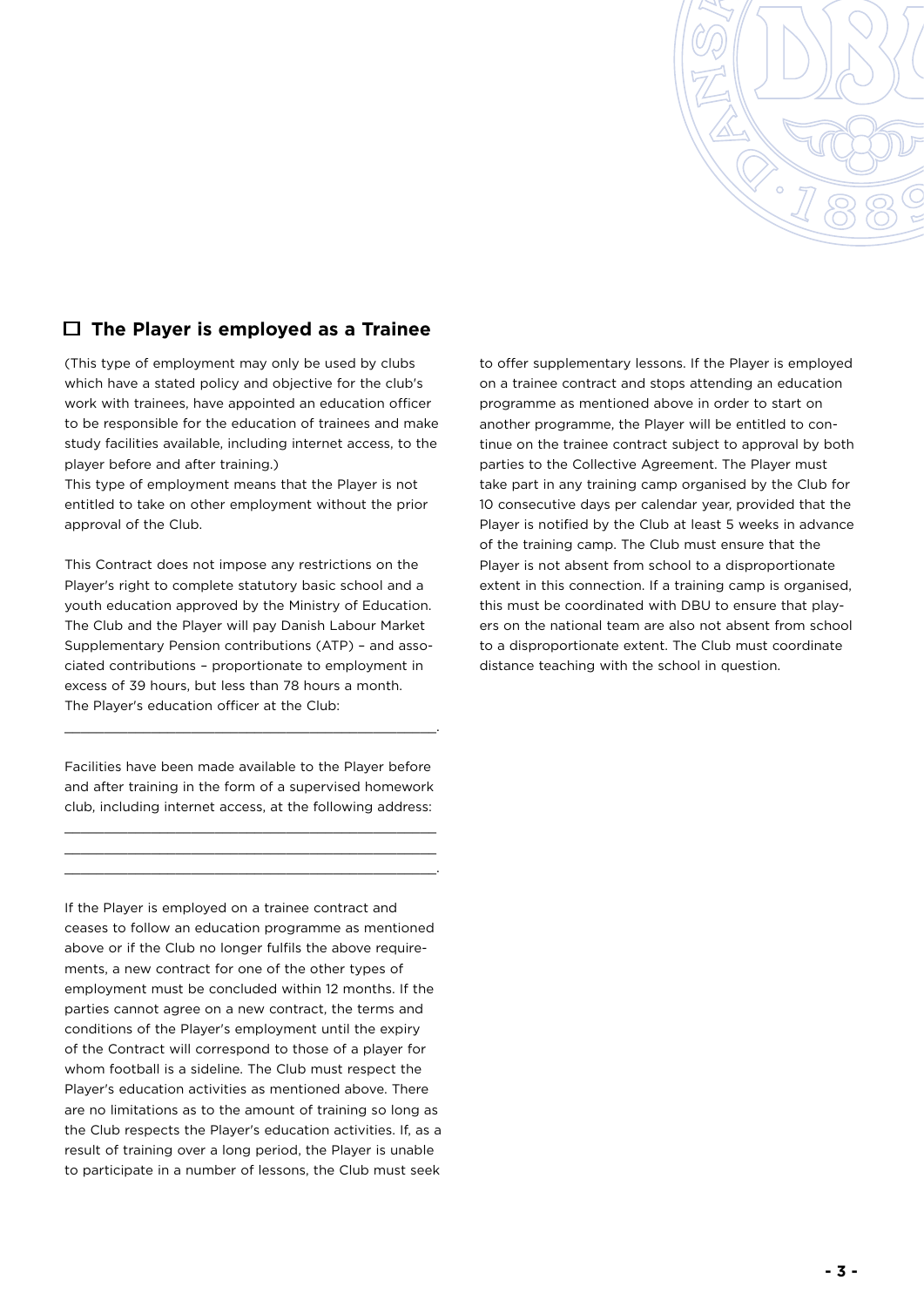## ☐ The Player is employed as a Trainee

(This type of employment may only be used by clubs which have a stated policy and objective for the club's work with trainees, have appointed an education officer to be responsible for the education of trainees and make study facilities available, including internet access, to the player before and after training.)
This type of employment means that the Player is not entitled to take on other employment without the prior approval of the Club.

This Contract does not impose any restrictions on the Player's right to complete statutory basic school and a youth education approved by the Ministry of Education. The Club and the Player will pay Danish Labour Market Supplementary Pension contributions (ATP) – and associated contributions – proportionate to employment in excess of 39 hours, but less than 78 hours a month.
The Player's education officer at the Club:

_______________________________________________.

Facilities have been made available to the Player before and after training in the form of a supervised homework club, including internet access, at the following address:

_______________________________________________
_______________________________________________
_______________________________________________.

If the Player is employed on a trainee contract and ceases to follow an education programme as mentioned above or if the Club no longer fulfils the above requirements, a new contract for one of the other types of employment must be concluded within 12 months. If the parties cannot agree on a new contract, the terms and conditions of the Player's employment until the expiry of the Contract will correspond to those of a player for whom football is a sideline. The Club must respect the Player's education activities as mentioned above. There are no limitations as to the amount of training so long as the Club respects the Player's education activities. If, as a result of training over a long period, the Player is unable to participate in a number of lessons, the Club must seek to offer supplementary lessons. If the Player is employed on a trainee contract and stops attending an education programme as mentioned above in order to start on another programme, the Player will be entitled to continue on the trainee contract subject to approval by both parties to the Collective Agreement. The Player must take part in any training camp organised by the Club for 10 consecutive days per calendar year, provided that the Player is notified by the Club at least 5 weeks in advance of the training camp. The Club must ensure that the Player is not absent from school to a disproportionate extent in this connection. If a training camp is organised, this must be coordinated with DBU to ensure that players on the national team are also not absent from school to a disproportionate extent. The Club must coordinate distance teaching with the school in question.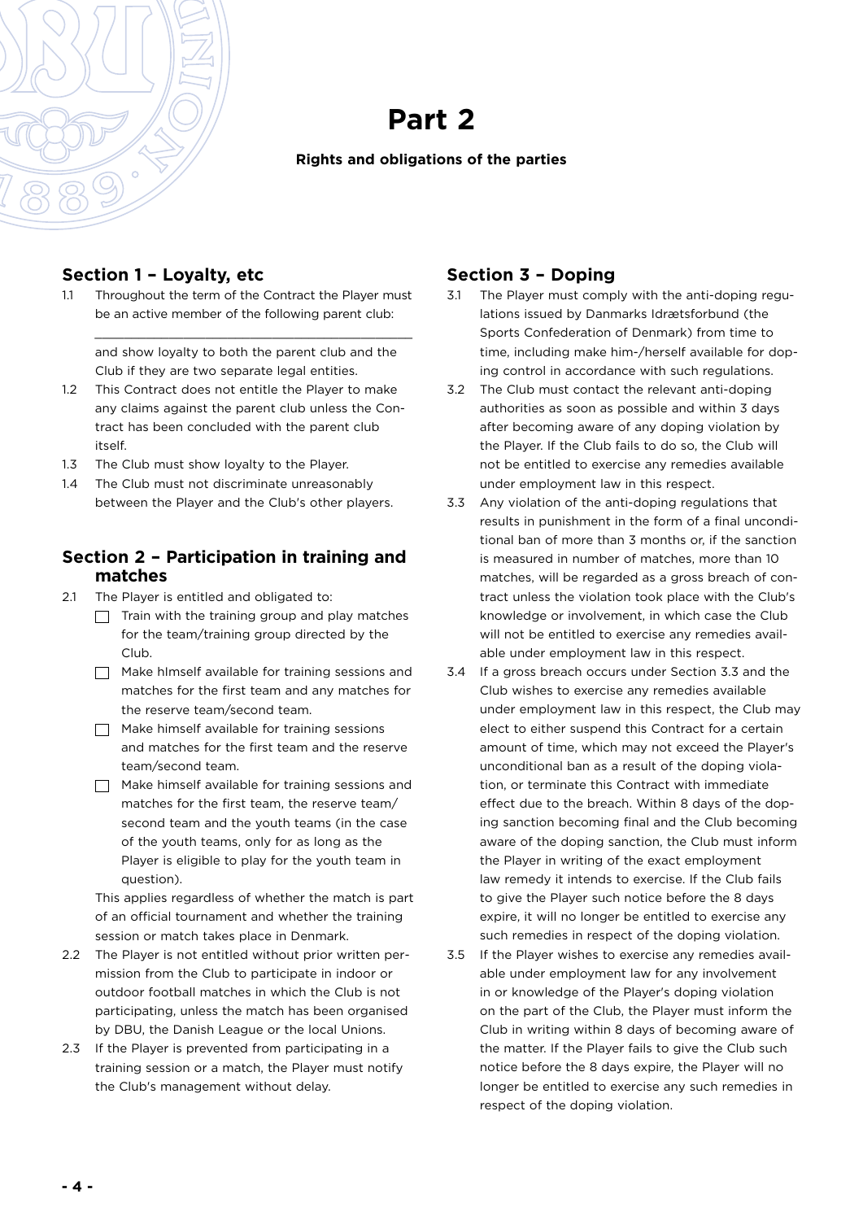# Part 2

**Rights and obligations of the parties**

## Section 1 – Loyalty, etc

1.1 Throughout the term of the Contract the Player must be an active member of the following parent club:

\_\_\_\_\_\_\_\_\_\_\_\_\_\_\_\_\_\_\_\_\_\_\_\_\_\_\_\_\_\_\_\_\_\_\_\_\_\_\_\_\_\_\_\_

and show loyalty to both the parent club and the Club if they are two separate legal entities.

1.2 This Contract does not entitle the Player to make any claims against the parent club unless the Contract has been concluded with the parent club itself.

1.3 The Club must show loyalty to the Player.

1.4 The Club must not discriminate unreasonably between the Player and the Club's other players.

## Section 2 – Participation in training and matches

2.1 The Player is entitled and obligated to:

- [ ] Train with the training group and play matches for the team/training group directed by the Club.
- [ ] Make hImself available for training sessions and matches for the first team and any matches for the reserve team/second team.
- [ ] Make himself available for training sessions and matches for the first team and the reserve team/second team.
- [ ] Make himself available for training sessions and matches for the first team, the reserve team/second team and the youth teams (in the case of the youth teams, only for as long as the Player is eligible to play for the youth team in question).

This applies regardless of whether the match is part of an official tournament and whether the training session or match takes place in Denmark.

2.2 The Player is not entitled without prior written permission from the Club to participate in indoor or outdoor football matches in which the Club is not participating, unless the match has been organised by DBU, the Danish League or the local Unions.

2.3 If the Player is prevented from participating in a training session or a match, the Player must notify the Club's management without delay.

## Section 3 – Doping

3.1 The Player must comply with the anti-doping regulations issued by Danmarks Idrætsforbund (the Sports Confederation of Denmark) from time to time, including make him-/herself available for doping control in accordance with such regulations.

3.2 The Club must contact the relevant anti-doping authorities as soon as possible and within 3 days after becoming aware of any doping violation by the Player. If the Club fails to do so, the Club will not be entitled to exercise any remedies available under employment law in this respect.

3.3 Any violation of the anti-doping regulations that results in punishment in the form of a final unconditional ban of more than 3 months or, if the sanction is measured in number of matches, more than 10 matches, will be regarded as a gross breach of contract unless the violation took place with the Club's knowledge or involvement, in which case the Club will not be entitled to exercise any remedies available under employment law in this respect.

3.4 If a gross breach occurs under Section 3.3 and the Club wishes to exercise any remedies available under employment law in this respect, the Club may elect to either suspend this Contract for a certain amount of time, which may not exceed the Player's unconditional ban as a result of the doping violation, or terminate this Contract with immediate effect due to the breach. Within 8 days of the doping sanction becoming final and the Club becoming aware of the doping sanction, the Club must inform the Player in writing of the exact employment law remedy it intends to exercise. If the Club fails to give the Player such notice before the 8 days expire, it will no longer be entitled to exercise any such remedies in respect of the doping violation.

3.5 If the Player wishes to exercise any remedies available under employment law for any involvement in or knowledge of the Player's doping violation on the part of the Club, the Player must inform the Club in writing within 8 days of becoming aware of the matter. If the Player fails to give the Club such notice before the 8 days expire, the Player will no longer be entitled to exercise any such remedies in respect of the doping violation.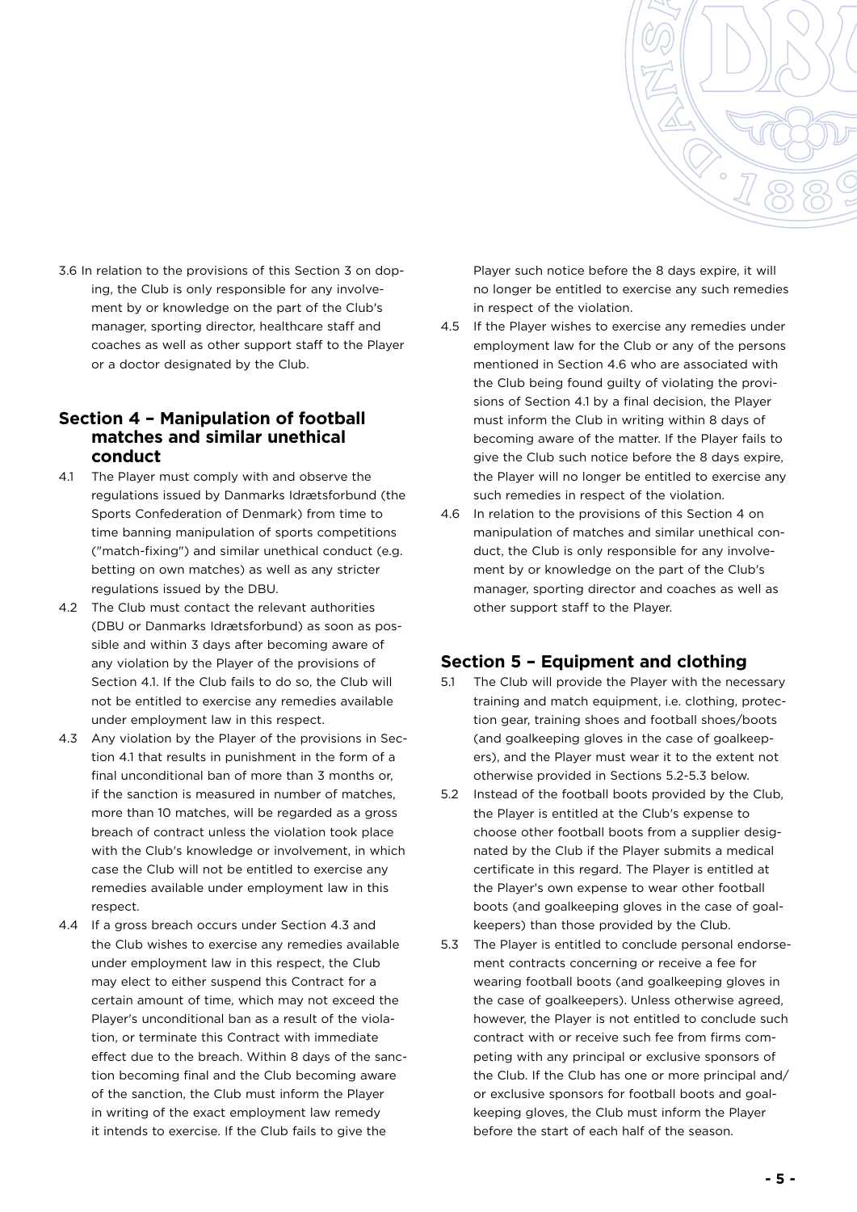3.6 In relation to the provisions of this Section 3 on doping, the Club is only responsible for any involvement by or knowledge on the part of the Club's manager, sporting director, healthcare staff and coaches as well as other support staff to the Player or a doctor designated by the Club.

## Section 4 – Manipulation of football matches and similar unethical conduct

4.1 The Player must comply with and observe the regulations issued by Danmarks Idrætsforbund (the Sports Confederation of Denmark) from time to time banning manipulation of sports competitions ("match-fixing") and similar unethical conduct (e.g. betting on own matches) as well as any stricter regulations issued by the DBU.

4.2 The Club must contact the relevant authorities (DBU or Danmarks Idrætsforbund) as soon as possible and within 3 days after becoming aware of any violation by the Player of the provisions of Section 4.1. If the Club fails to do so, the Club will not be entitled to exercise any remedies available under employment law in this respect.

4.3 Any violation by the Player of the provisions in Section 4.1 that results in punishment in the form of a final unconditional ban of more than 3 months or, if the sanction is measured in number of matches, more than 10 matches, will be regarded as a gross breach of contract unless the violation took place with the Club's knowledge or involvement, in which case the Club will not be entitled to exercise any remedies available under employment law in this respect.

4.4 If a gross breach occurs under Section 4.3 and the Club wishes to exercise any remedies available under employment law in this respect, the Club may elect to either suspend this Contract for a certain amount of time, which may not exceed the Player's unconditional ban as a result of the violation, or terminate this Contract with immediate effect due to the breach. Within 8 days of the sanction becoming final and the Club becoming aware of the sanction, the Club must inform the Player in writing of the exact employment law remedy it intends to exercise. If the Club fails to give the Player such notice before the 8 days expire, it will no longer be entitled to exercise any such remedies in respect of the violation.

4.5 If the Player wishes to exercise any remedies under employment law for the Club or any of the persons mentioned in Section 4.6 who are associated with the Club being found guilty of violating the provisions of Section 4.1 by a final decision, the Player must inform the Club in writing within 8 days of becoming aware of the matter. If the Player fails to give the Club such notice before the 8 days expire, the Player will no longer be entitled to exercise any such remedies in respect of the violation.

4.6 In relation to the provisions of this Section 4 on manipulation of matches and similar unethical conduct, the Club is only responsible for any involvement by or knowledge on the part of the Club's manager, sporting director and coaches as well as other support staff to the Player.

## Section 5 – Equipment and clothing

5.1 The Club will provide the Player with the necessary training and match equipment, i.e. clothing, protection gear, training shoes and football shoes/boots (and goalkeeping gloves in the case of goalkeepers), and the Player must wear it to the extent not otherwise provided in Sections 5.2-5.3 below.

5.2 Instead of the football boots provided by the Club, the Player is entitled at the Club's expense to choose other football boots from a supplier designated by the Club if the Player submits a medical certificate in this regard. The Player is entitled at the Player's own expense to wear other football boots (and goalkeeping gloves in the case of goalkeepers) than those provided by the Club.

5.3 The Player is entitled to conclude personal endorsement contracts concerning or receive a fee for wearing football boots (and goalkeeping gloves in the case of goalkeepers). Unless otherwise agreed, however, the Player is not entitled to conclude such contract with or receive such fee from firms competing with any principal or exclusive sponsors of the Club. If the Club has one or more principal and/or exclusive sponsors for football boots and goalkeeping gloves, the Club must inform the Player before the start of each half of the season.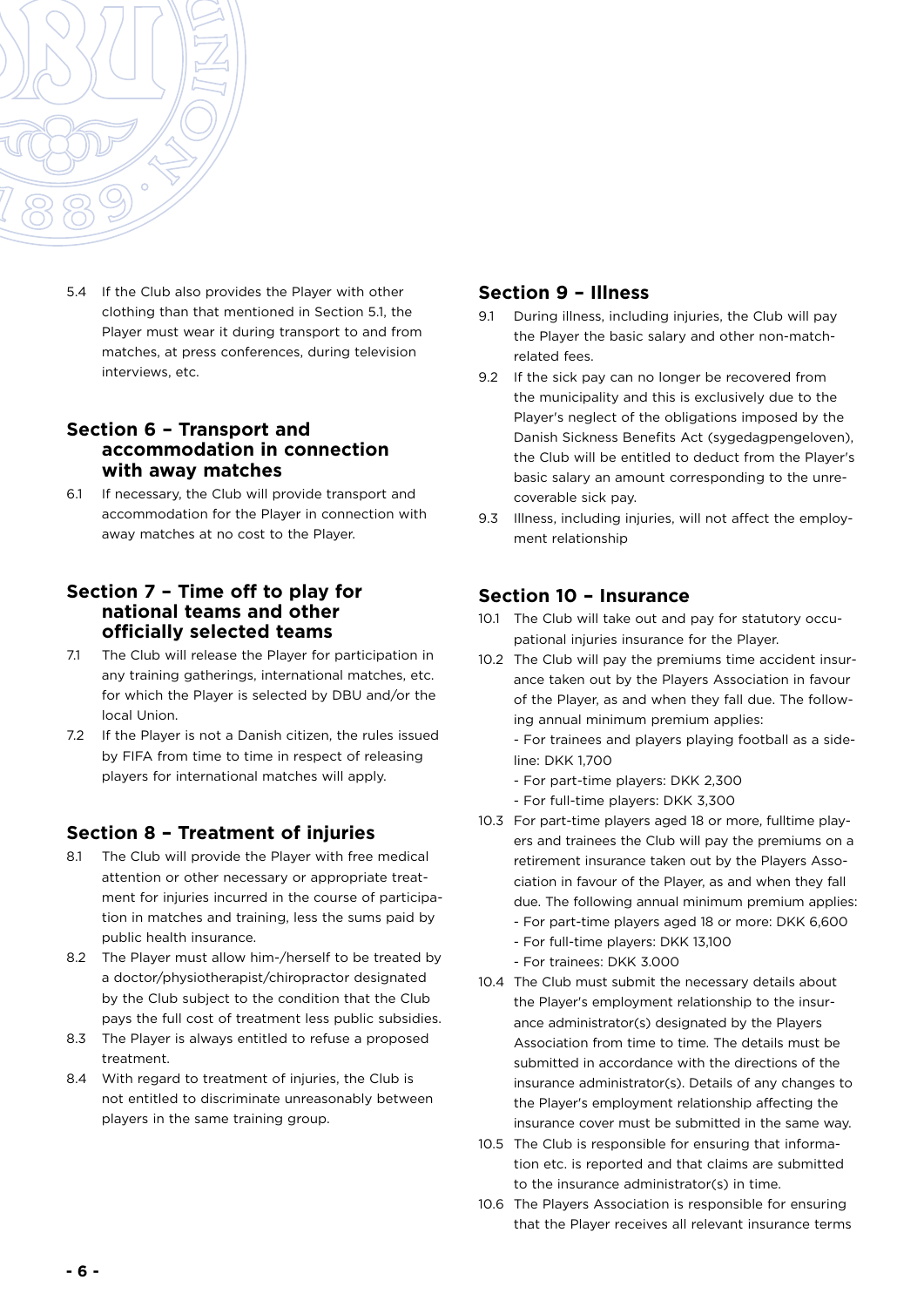5.4 If the Club also provides the Player with other clothing than that mentioned in Section 5.1, the Player must wear it during transport to and from matches, at press conferences, during television interviews, etc.

## Section 6 – Transport and accommodation in connection with away matches

6.1 If necessary, the Club will provide transport and accommodation for the Player in connection with away matches at no cost to the Player.

## Section 7 – Time off to play for national teams and other officially selected teams

7.1 The Club will release the Player for participation in any training gatherings, international matches, etc. for which the Player is selected by DBU and/or the local Union.

7.2 If the Player is not a Danish citizen, the rules issued by FIFA from time to time in respect of releasing players for international matches will apply.

## Section 8 – Treatment of injuries

8.1 The Club will provide the Player with free medical attention or other necessary or appropriate treatment for injuries incurred in the course of participation in matches and training, less the sums paid by public health insurance.

8.2 The Player must allow him-/herself to be treated by a doctor/physiotherapist/chiropractor designated by the Club subject to the condition that the Club pays the full cost of treatment less public subsidies.

8.3 The Player is always entitled to refuse a proposed treatment.

8.4 With regard to treatment of injuries, the Club is not entitled to discriminate unreasonably between players in the same training group.

## Section 9 – Illness

9.1 During illness, including injuries, the Club will pay the Player the basic salary and other non-match-related fees.

9.2 If the sick pay can no longer be recovered from the municipality and this is exclusively due to the Player's neglect of the obligations imposed by the Danish Sickness Benefits Act (sygedagpengeloven), the Club will be entitled to deduct from the Player's basic salary an amount corresponding to the unrecoverable sick pay.

9.3 Illness, including injuries, will not affect the employment relationship

## Section 10 – Insurance

10.1 The Club will take out and pay for statutory occupational injuries insurance for the Player.

10.2 The Club will pay the premiums time accident insurance taken out by the Players Association in favour of the Player, as and when they fall due. The following annual minimum premium applies:
- For trainees and players playing football as a sideline: DKK 1,700
- For part-time players: DKK 2,300
- For full-time players: DKK 3,300

10.3 For part-time players aged 18 or more, fulltime players and trainees the Club will pay the premiums on a retirement insurance taken out by the Players Association in favour of the Player, as and when they fall due. The following annual minimum premium applies:
- For part-time players aged 18 or more: DKK 6,600
- For full-time players: DKK 13,100
- For trainees: DKK 3.000

10.4 The Club must submit the necessary details about the Player's employment relationship to the insurance administrator(s) designated by the Players Association from time to time. The details must be submitted in accordance with the directions of the insurance administrator(s). Details of any changes to the Player's employment relationship affecting the insurance cover must be submitted in the same way.

10.5 The Club is responsible for ensuring that information etc. is reported and that claims are submitted to the insurance administrator(s) in time.

10.6 The Players Association is responsible for ensuring that the Player receives all relevant insurance terms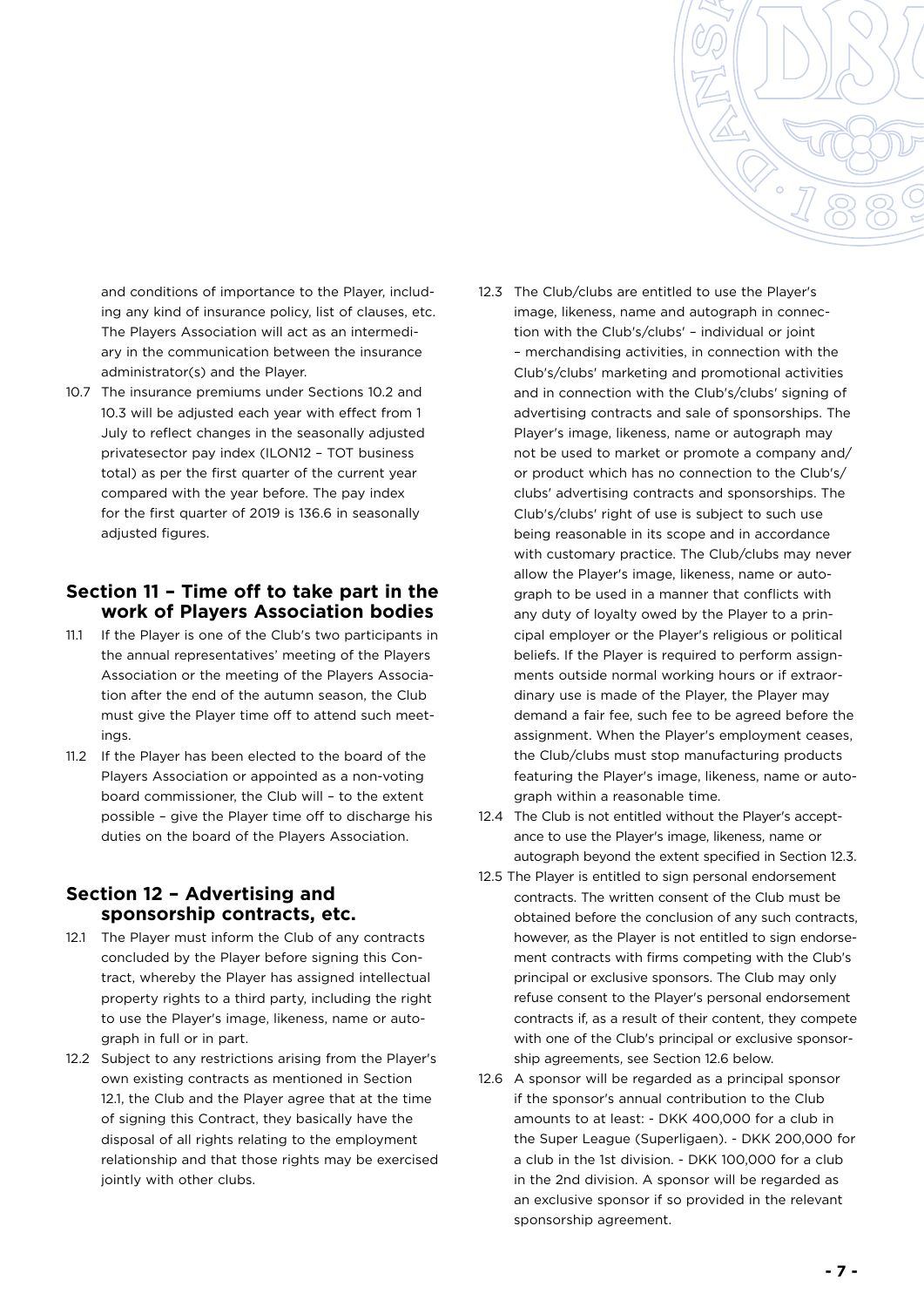and conditions of importance to the Player, including any kind of insurance policy, list of clauses, etc. The Players Association will act as an intermediary in the communication between the insurance administrator(s) and the Player.

10.7 The insurance premiums under Sections 10.2 and 10.3 will be adjusted each year with effect from 1 July to reflect changes in the seasonally adjusted privatesector pay index (ILON12 – TOT business total) as per the first quarter of the current year compared with the year before. The pay index for the first quarter of 2019 is 136.6 in seasonally adjusted figures.

## Section 11 – Time off to take part in the work of Players Association bodies

11.1 If the Player is one of the Club's two participants in the annual representatives' meeting of the Players Association or the meeting of the Players Association after the end of the autumn season, the Club must give the Player time off to attend such meetings.

11.2 If the Player has been elected to the board of the Players Association or appointed as a non-voting board commissioner, the Club will – to the extent possible – give the Player time off to discharge his duties on the board of the Players Association.

## Section 12 – Advertising and sponsorship contracts, etc.

12.1 The Player must inform the Club of any contracts concluded by the Player before signing this Contract, whereby the Player has assigned intellectual property rights to a third party, including the right to use the Player's image, likeness, name or autograph in full or in part.

12.2 Subject to any restrictions arising from the Player's own existing contracts as mentioned in Section 12.1, the Club and the Player agree that at the time of signing this Contract, they basically have the disposal of all rights relating to the employment relationship and that those rights may be exercised jointly with other clubs.

12.3 The Club/clubs are entitled to use the Player's image, likeness, name and autograph in connection with the Club's/clubs' – individual or joint – merchandising activities, in connection with the Club's/clubs' marketing and promotional activities and in connection with the Club's/clubs' signing of advertising contracts and sale of sponsorships. The Player's image, likeness, name or autograph may not be used to market or promote a company and/or product which has no connection to the Club's/clubs' advertising contracts and sponsorships. The Club's/clubs' right of use is subject to such use being reasonable in its scope and in accordance with customary practice. The Club/clubs may never allow the Player's image, likeness, name or autograph to be used in a manner that conflicts with any duty of loyalty owed by the Player to a principal employer or the Player's religious or political beliefs. If the Player is required to perform assignments outside normal working hours or if extraordinary use is made of the Player, the Player may demand a fair fee, such fee to be agreed before the assignment. When the Player's employment ceases, the Club/clubs must stop manufacturing products featuring the Player's image, likeness, name or autograph within a reasonable time.

12.4 The Club is not entitled without the Player's acceptance to use the Player's image, likeness, name or autograph beyond the extent specified in Section 12.3.

12.5 The Player is entitled to sign personal endorsement contracts. The written consent of the Club must be obtained before the conclusion of any such contracts, however, as the Player is not entitled to sign endorsement contracts with firms competing with the Club's principal or exclusive sponsors. The Club may only refuse consent to the Player's personal endorsement contracts if, as a result of their content, they compete with one of the Club's principal or exclusive sponsorship agreements, see Section 12.6 below.

12.6 A sponsor will be regarded as a principal sponsor if the sponsor's annual contribution to the Club amounts to at least: - DKK 400,000 for a club in the Super League (Superligaen). - DKK 200,000 for a club in the 1st division. - DKK 100,000 for a club in the 2nd division. A sponsor will be regarded as an exclusive sponsor if so provided in the relevant sponsorship agreement.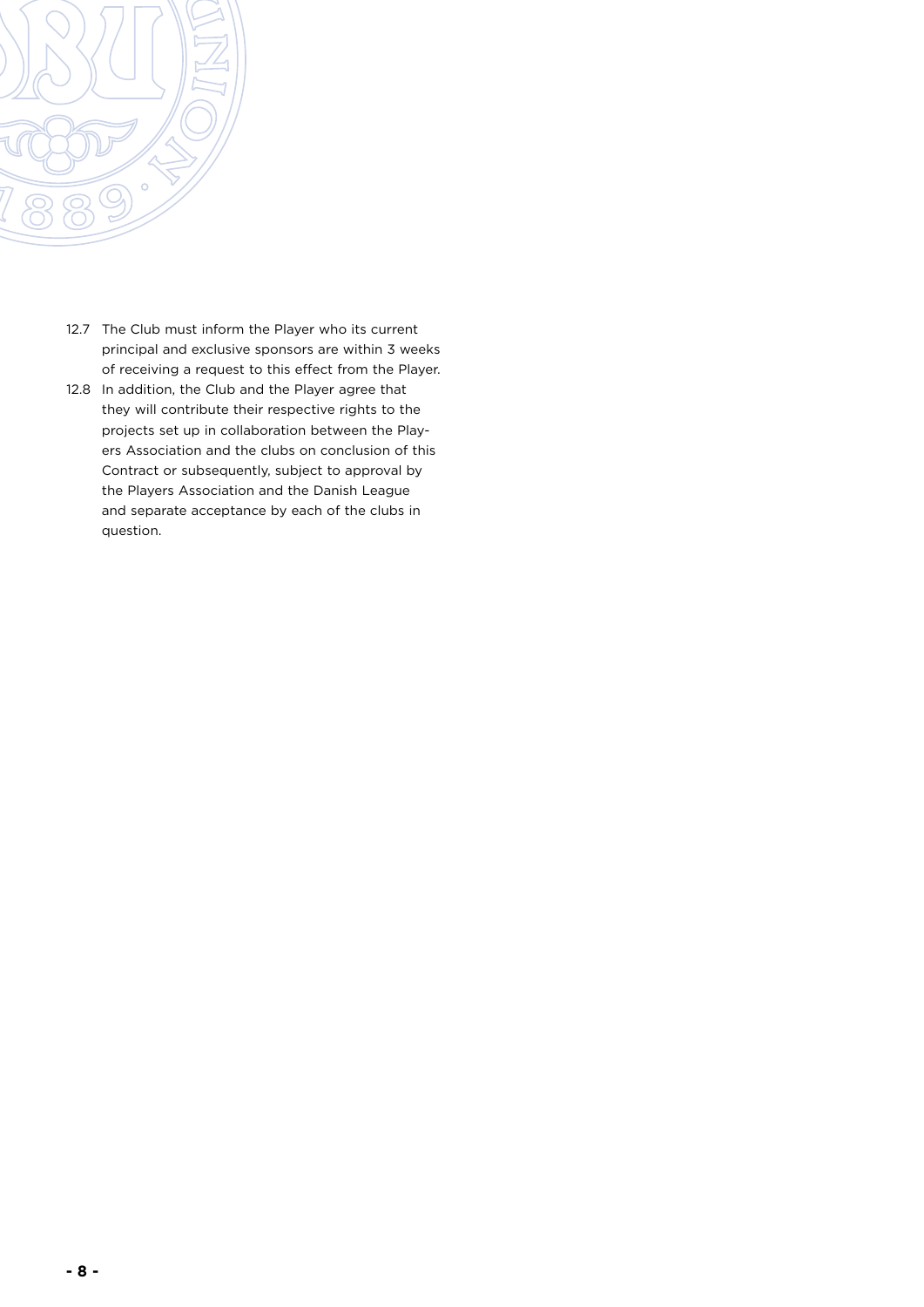12.7 The Club must inform the Player who its current principal and exclusive sponsors are within 3 weeks of receiving a request to this effect from the Player.

12.8 In addition, the Club and the Player agree that they will contribute their respective rights to the projects set up in collaboration between the Players Association and the clubs on conclusion of this Contract or subsequently, subject to approval by the Players Association and the Danish League and separate acceptance by each of the clubs in question.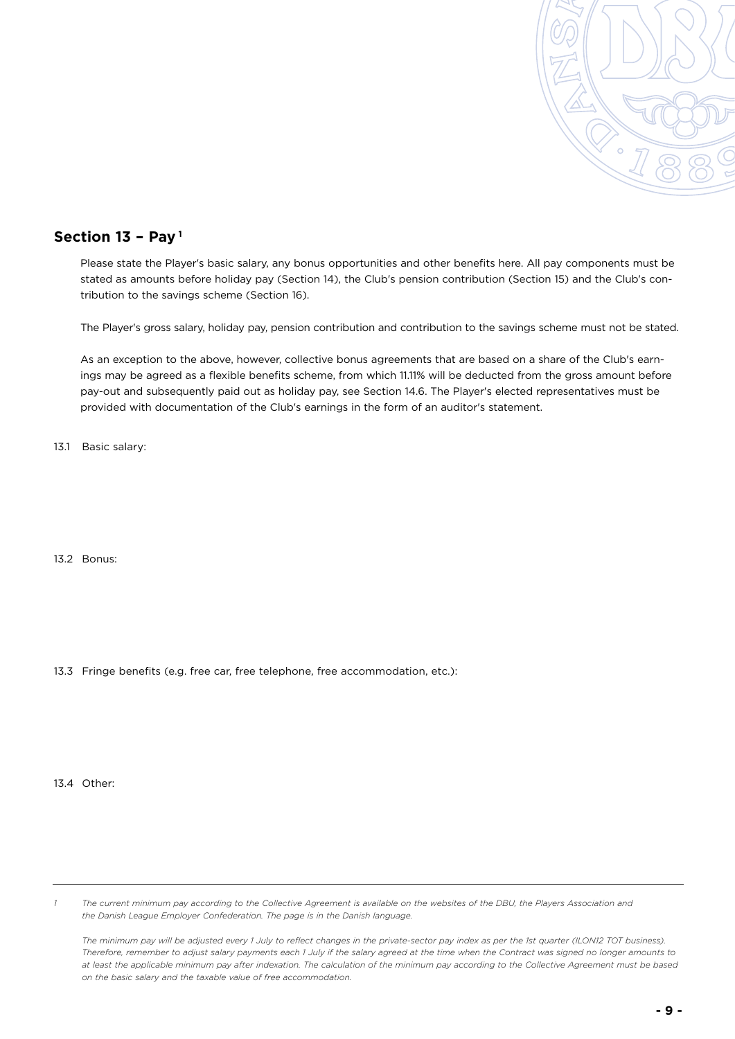## Section 13 – Pay [1]

Please state the Player's basic salary, any bonus opportunities and other benefits here. All pay components must be stated as amounts before holiday pay (Section 14), the Club's pension contribution (Section 15) and the Club's contribution to the savings scheme (Section 16).

The Player's gross salary, holiday pay, pension contribution and contribution to the savings scheme must not be stated.

As an exception to the above, however, collective bonus agreements that are based on a share of the Club's earnings may be agreed as a flexible benefits scheme, from which 11.11% will be deducted from the gross amount before pay-out and subsequently paid out as holiday pay, see Section 14.6. The Player's elected representatives must be provided with documentation of the Club's earnings in the form of an auditor's statement.

13.1 Basic salary:

13.2 Bonus:

13.3 Fringe benefits (e.g. free car, free telephone, free accommodation, etc.):

13.4 Other:

---

*1 The current minimum pay according to the Collective Agreement is available on the websites of the DBU, the Players Association and the Danish League Employer Confederation. The page is in the Danish language.*

*The minimum pay will be adjusted every 1 July to reflect changes in the private-sector pay index as per the 1st quarter (ILON12 TOT business). Therefore, remember to adjust salary payments each 1 July if the salary agreed at the time when the Contract was signed no longer amounts to at least the applicable minimum pay after indexation. The calculation of the minimum pay according to the Collective Agreement must be based on the basic salary and the taxable value of free accommodation.*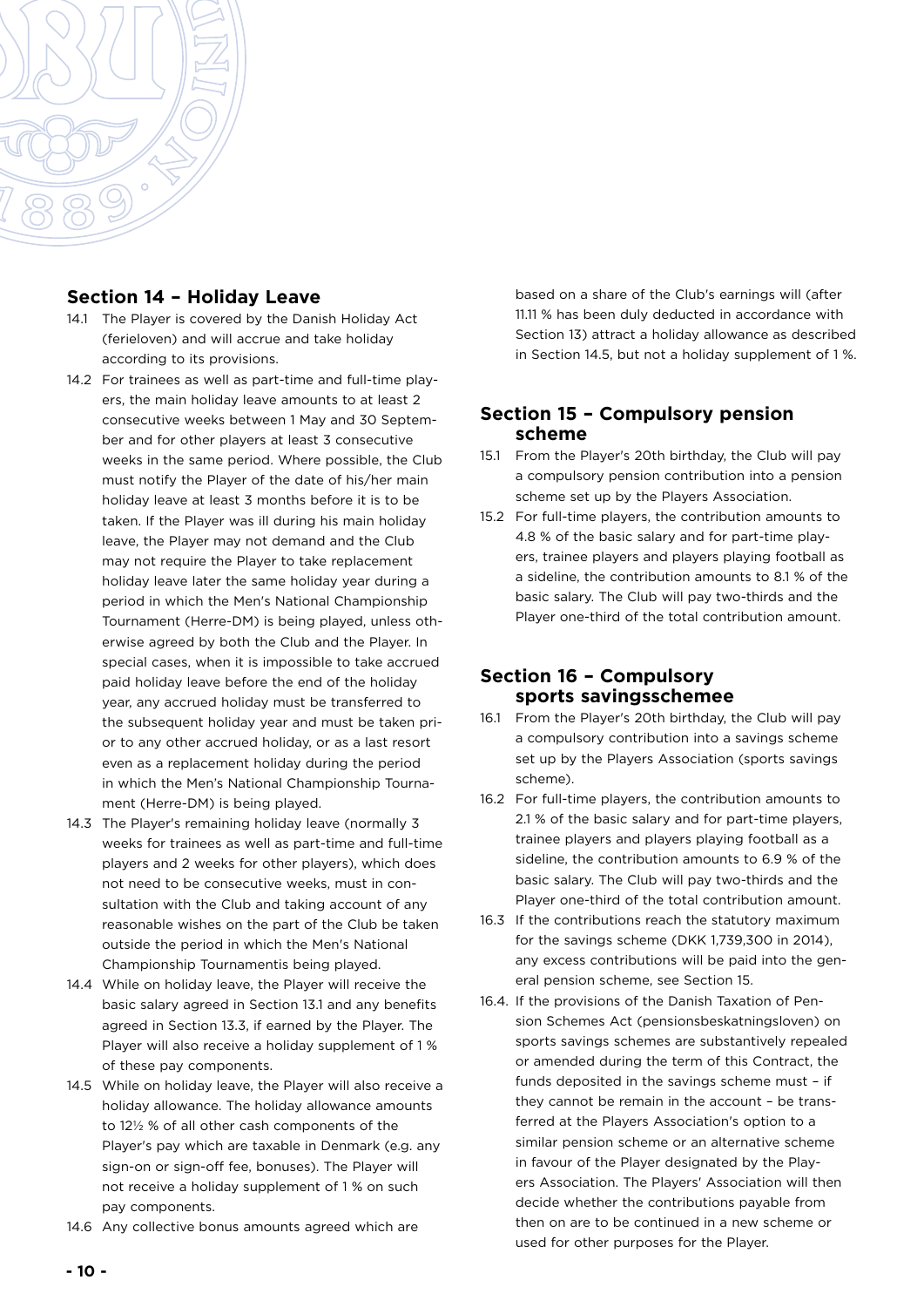## Section 14 – Holiday Leave

14.1 The Player is covered by the Danish Holiday Act (ferieloven) and will accrue and take holiday according to its provisions.

14.2 For trainees as well as part-time and full-time players, the main holiday leave amounts to at least 2 consecutive weeks between 1 May and 30 September and for other players at least 3 consecutive weeks in the same period. Where possible, the Club must notify the Player of the date of his/her main holiday leave at least 3 months before it is to be taken. If the Player was ill during his main holiday leave, the Player may not demand and the Club may not require the Player to take replacement holiday leave later the same holiday year during a period in which the Men's National Championship Tournament (Herre-DM) is being played, unless otherwise agreed by both the Club and the Player. In special cases, when it is impossible to take accrued paid holiday leave before the end of the holiday year, any accrued holiday must be transferred to the subsequent holiday year and must be taken prior to any other accrued holiday, or as a last resort even as a replacement holiday during the period in which the Men's National Championship Tournament (Herre-DM) is being played.

14.3 The Player's remaining holiday leave (normally 3 weeks for trainees as well as part-time and full-time players and 2 weeks for other players), which does not need to be consecutive weeks, must in consultation with the Club and taking account of any reasonable wishes on the part of the Club be taken outside the period in which the Men's National Championship Tournamentis being played.

14.4 While on holiday leave, the Player will receive the basic salary agreed in Section 13.1 and any benefits agreed in Section 13.3, if earned by the Player. The Player will also receive a holiday supplement of 1 % of these pay components.

14.5 While on holiday leave, the Player will also receive a holiday allowance. The holiday allowance amounts to 12½ % of all other cash components of the Player's pay which are taxable in Denmark (e.g. any sign-on or sign-off fee, bonuses). The Player will not receive a holiday supplement of 1 % on such pay components.

14.6 Any collective bonus amounts agreed which are based on a share of the Club's earnings will (after 11.11 % has been duly deducted in accordance with Section 13) attract a holiday allowance as described in Section 14.5, but not a holiday supplement of 1 %.

## Section 15 – Compulsory pension scheme

15.1 From the Player's 20th birthday, the Club will pay a compulsory pension contribution into a pension scheme set up by the Players Association.

15.2 For full-time players, the contribution amounts to 4.8 % of the basic salary and for part-time players, trainee players and players playing football as a sideline, the contribution amounts to 8.1 % of the basic salary. The Club will pay two-thirds and the Player one-third of the total contribution amount.

## Section 16 – Compulsory sports savingsschemee

16.1 From the Player's 20th birthday, the Club will pay a compulsory contribution into a savings scheme set up by the Players Association (sports savings scheme).

16.2 For full-time players, the contribution amounts to 2.1 % of the basic salary and for part-time players, trainee players and players playing football as a sideline, the contribution amounts to 6.9 % of the basic salary. The Club will pay two-thirds and the Player one-third of the total contribution amount.

16.3 If the contributions reach the statutory maximum for the savings scheme (DKK 1,739,300 in 2014), any excess contributions will be paid into the general pension scheme, see Section 15.

16.4. If the provisions of the Danish Taxation of Pension Schemes Act (pensionsbeskatningsloven) on sports savings schemes are substantively repealed or amended during the term of this Contract, the funds deposited in the savings scheme must – if they cannot be remain in the account – be transferred at the Players Association's option to a similar pension scheme or an alternative scheme in favour of the Player designated by the Players Association. The Players' Association will then decide whether the contributions payable from then on are to be continued in a new scheme or used for other purposes for the Player.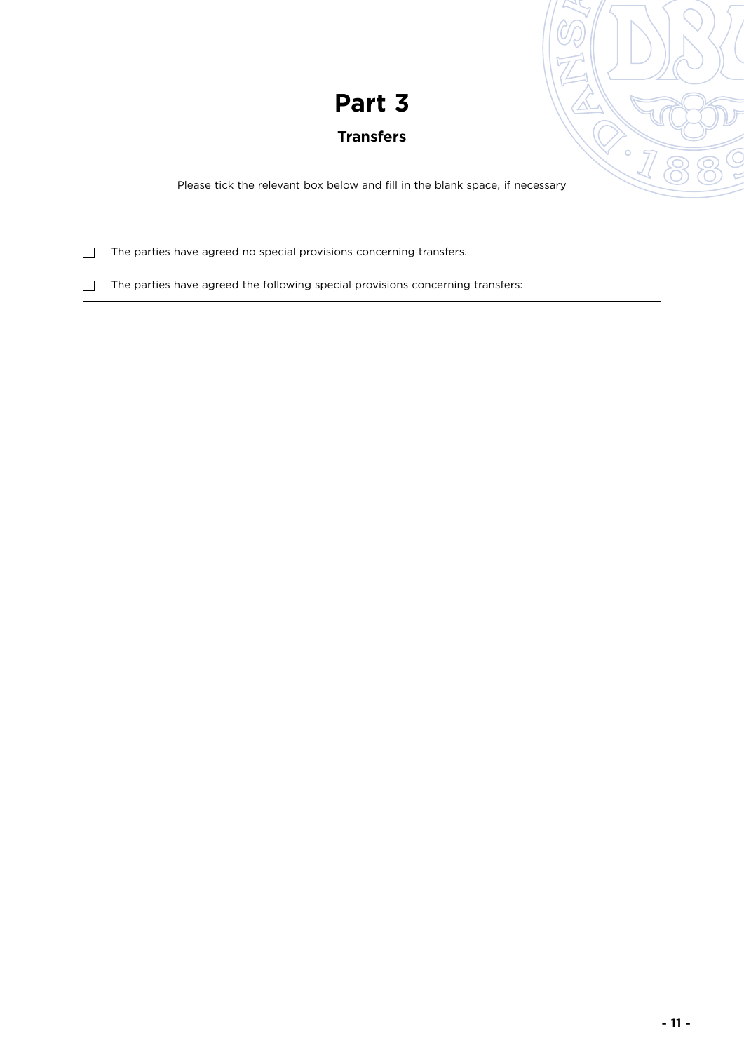# Part 3

## Transfers

Please tick the relevant box below and fill in the blank space, if necessary

☐ The parties have agreed no special provisions concerning transfers.

☐ The parties have agreed the following special provisions concerning transfers: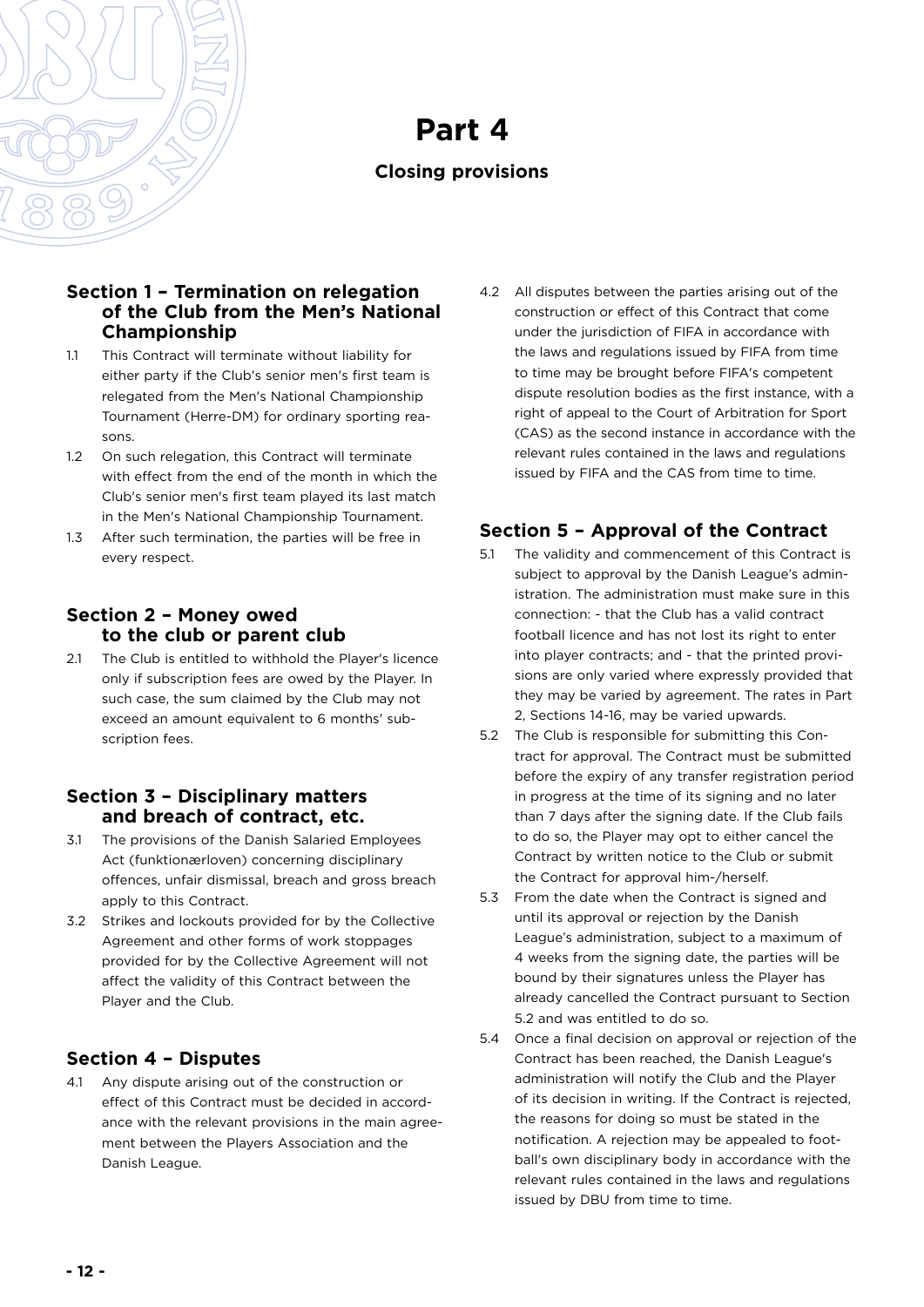# Part 4

## Closing provisions

### Section 1 – Termination on relegation of the Club from the Men's National Championship

1.1 This Contract will terminate without liability for either party if the Club's senior men's first team is relegated from the Men's National Championship Tournament (Herre-DM) for ordinary sporting reasons.

1.2 On such relegation, this Contract will terminate with effect from the end of the month in which the Club's senior men's first team played its last match in the Men's National Championship Tournament.

1.3 After such termination, the parties will be free in every respect.

### Section 2 – Money owed to the club or parent club

2.1 The Club is entitled to withhold the Player's licence only if subscription fees are owed by the Player. In such case, the sum claimed by the Club may not exceed an amount equivalent to 6 months' subscription fees.

### Section 3 – Disciplinary matters and breach of contract, etc.

3.1 The provisions of the Danish Salaried Employees Act (funktionærloven) concerning disciplinary offences, unfair dismissal, breach and gross breach apply to this Contract.

3.2 Strikes and lockouts provided for by the Collective Agreement and other forms of work stoppages provided for by the Collective Agreement will not affect the validity of this Contract between the Player and the Club.

### Section 4 – Disputes

4.1 Any dispute arising out of the construction or effect of this Contract must be decided in accordance with the relevant provisions in the main agreement between the Players Association and the Danish League.

4.2 All disputes between the parties arising out of the construction or effect of this Contract that come under the jurisdiction of FIFA in accordance with the laws and regulations issued by FIFA from time to time may be brought before FIFA's competent dispute resolution bodies as the first instance, with a right of appeal to the Court of Arbitration for Sport (CAS) as the second instance in accordance with the relevant rules contained in the laws and regulations issued by FIFA and the CAS from time to time.

### Section 5 – Approval of the Contract

5.1 The validity and commencement of this Contract is subject to approval by the Danish League's administration. The administration must make sure in this connection: - that the Club has a valid contract football licence and has not lost its right to enter into player contracts; and - that the printed provisions are only varied where expressly provided that they may be varied by agreement. The rates in Part 2, Sections 14-16, may be varied upwards.

5.2 The Club is responsible for submitting this Contract for approval. The Contract must be submitted before the expiry of any transfer registration period in progress at the time of its signing and no later than 7 days after the signing date. If the Club fails to do so, the Player may opt to either cancel the Contract by written notice to the Club or submit the Contract for approval him-/herself.

5.3 From the date when the Contract is signed and until its approval or rejection by the Danish League's administration, subject to a maximum of 4 weeks from the signing date, the parties will be bound by their signatures unless the Player has already cancelled the Contract pursuant to Section 5.2 and was entitled to do so.

5.4 Once a final decision on approval or rejection of the Contract has been reached, the Danish League's administration will notify the Club and the Player of its decision in writing. If the Contract is rejected, the reasons for doing so must be stated in the notification. A rejection may be appealed to football's own disciplinary body in accordance with the relevant rules contained in the laws and regulations issued by DBU from time to time.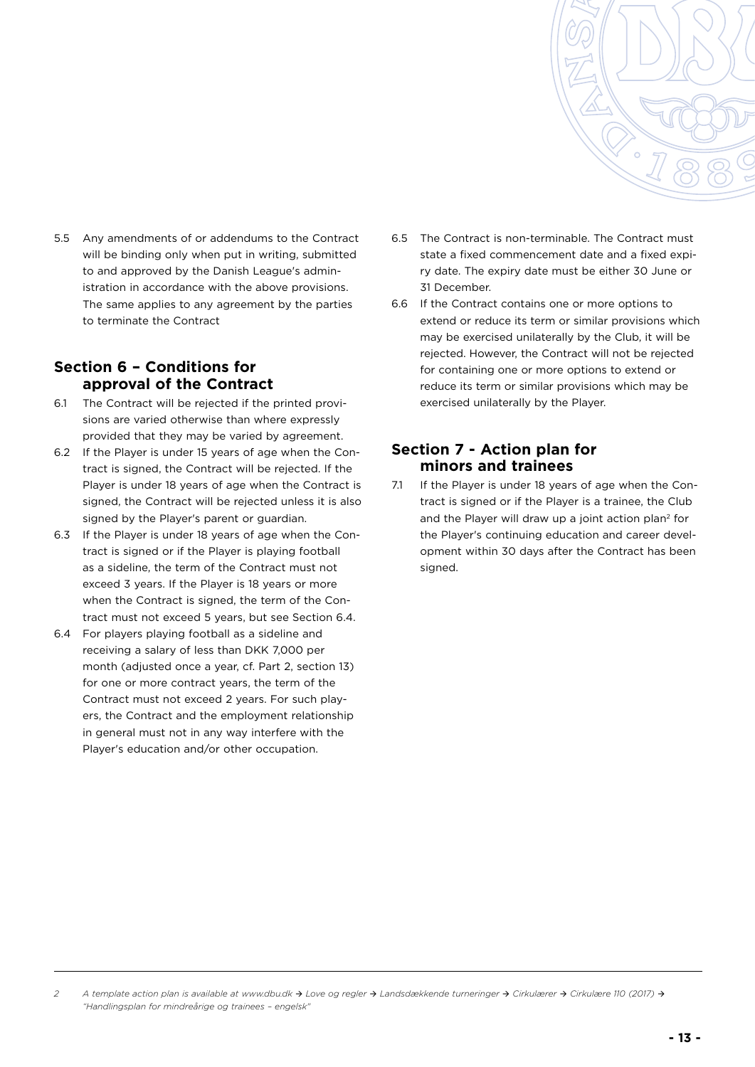5.5 Any amendments of or addendums to the Contract will be binding only when put in writing, submitted to and approved by the Danish League's administration in accordance with the above provisions. The same applies to any agreement by the parties to terminate the Contract

## Section 6 – Conditions for approval of the Contract

6.1 The Contract will be rejected if the printed provisions are varied otherwise than where expressly provided that they may be varied by agreement.

6.2 If the Player is under 15 years of age when the Contract is signed, the Contract will be rejected. If the Player is under 18 years of age when the Contract is signed, the Contract will be rejected unless it is also signed by the Player's parent or guardian.

6.3 If the Player is under 18 years of age when the Contract is signed or if the Player is playing football as a sideline, the term of the Contract must not exceed 3 years. If the Player is 18 years or more when the Contract is signed, the term of the Contract must not exceed 5 years, but see Section 6.4.

6.4 For players playing football as a sideline and receiving a salary of less than DKK 7,000 per month (adjusted once a year, cf. Part 2, section 13) for one or more contract years, the term of the Contract must not exceed 2 years. For such players, the Contract and the employment relationship in general must not in any way interfere with the Player's education and/or other occupation.

6.5 The Contract is non-terminable. The Contract must state a fixed commencement date and a fixed expiry date. The expiry date must be either 30 June or 31 December.

6.6 If the Contract contains one or more options to extend or reduce its term or similar provisions which may be exercised unilaterally by the Club, it will be rejected. However, the Contract will not be rejected for containing one or more options to extend or reduce its term or similar provisions which may be exercised unilaterally by the Player.

## Section 7 - Action plan for minors and trainees

7.1 If the Player is under 18 years of age when the Contract is signed or if the Player is a trainee, the Club and the Player will draw up a joint action plan[2] for the Player's continuing education and career development within 30 days after the Contract has been signed.

---

2 *A template action plan is available at www.dbu.dk → Love og regler → Landsdækkende turneringer → Cirkulærer → Cirkulære 110 (2017) → "Handlingsplan for mindreårige og trainees – engelsk"*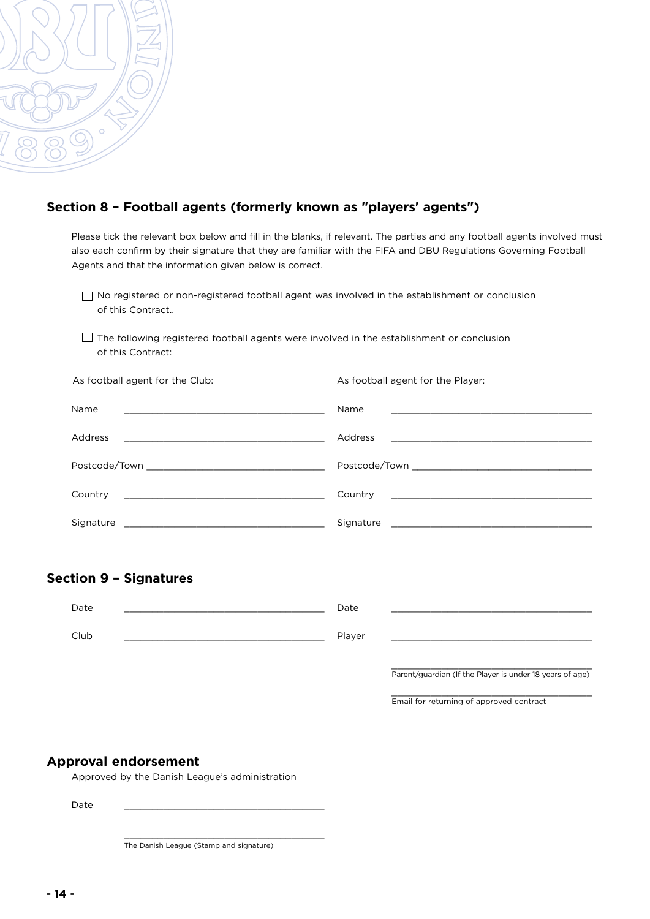## Section 8 – Football agents (formerly known as "players' agents")

Please tick the relevant box below and fill in the blanks, if relevant. The parties and any football agents involved must also each confirm by their signature that they are familiar with the FIFA and DBU Regulations Governing Football Agents and that the information given below is correct.

☐ No registered or non-registered football agent was involved in the establishment or conclusion of this Contract..

☐ The following registered football agents were involved in the establishment or conclusion of this Contract:

| As football agent for the Club: | As football agent for the Player: |
|---|---|
| Name ____________________ | Name ____________________ |
| Address ____________________ | Address ____________________ |
| Postcode/Town ____________________ | Postcode/Town ____________________ |
| Country ____________________ | Country ____________________ |
| Signature ____________________ | Signature ____________________ |

## Section 9 – Signatures

| | |
|---|---|
| Date ____________________ | Date ____________________ |
| Club ____________________ | Player ____________________ |
| | ____________________<br>Parent/guardian (If the Player is under 18 years of age) |
| | ____________________<br>Email for returning of approved contract |

## Approval endorsement

Approved by the Danish League's administration

Date ____________________

____________________
The Danish League (Stamp and signature)